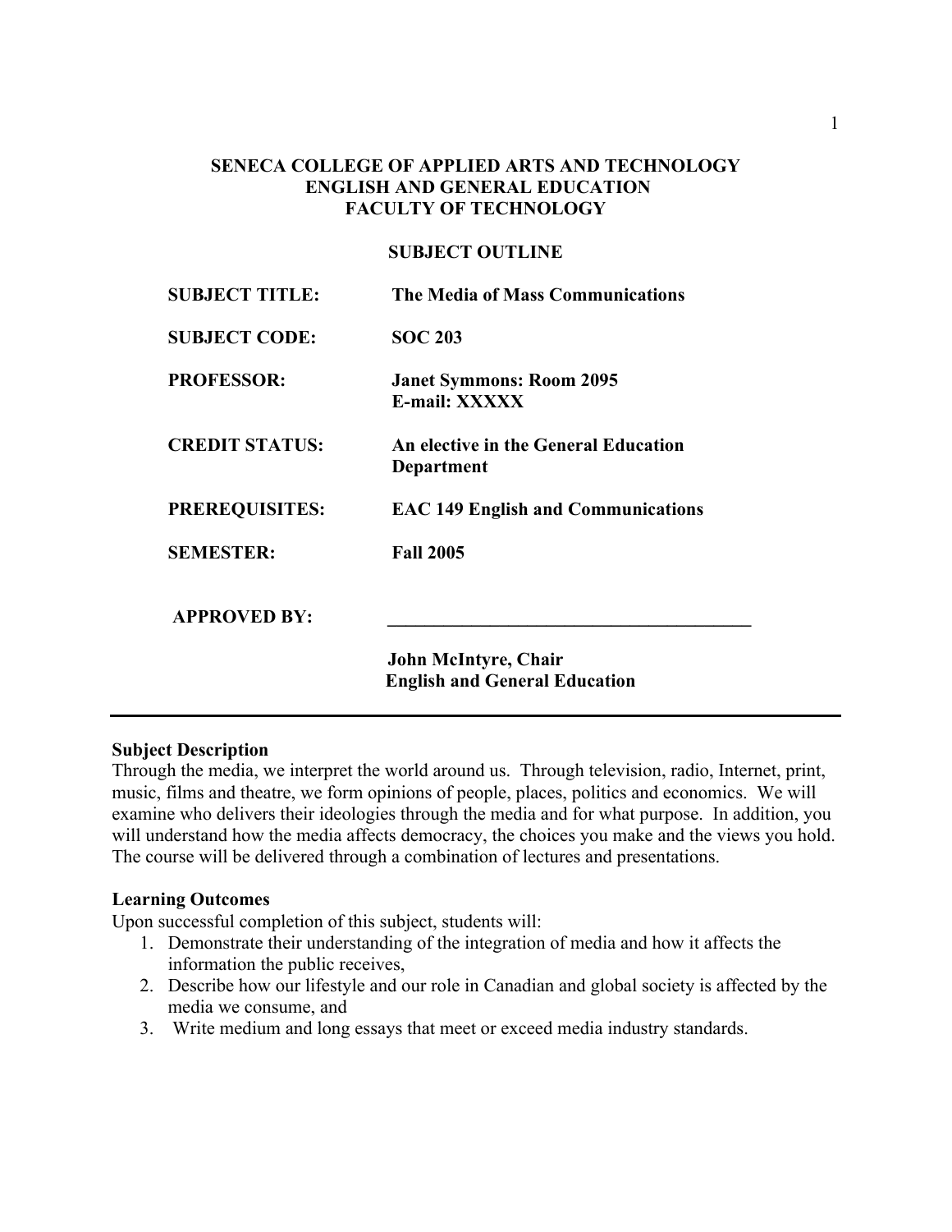**SENECA COLLEGE OF APPLIED ARTS AND TECHNOLOGY**
**ENGLISH AND GENERAL EDUCATION**
**FACULTY OF TECHNOLOGY**

**SUBJECT OUTLINE**

| | |
|---|---|
| **SUBJECT TITLE:** | **The Media of Mass Communications** |
| **SUBJECT CODE:** | **SOC 203** |
| **PROFESSOR:** | **Janet Symmons: Room 2095**<br>**E-mail: XXXXX** |
| **CREDIT STATUS:** | **An elective in the General Education Department** |
| **PREREQUISITES:** | **EAC 149 English and Communications** |
| **SEMESTER:** | **Fall 2005** |
| **APPROVED BY:** | **________________________________________**<br>**John McIntyre, Chair**<br>**English and General Education** |

---

**Subject Description**

Through the media, we interpret the world around us. Through television, radio, Internet, print, music, films and theatre, we form opinions of people, places, politics and economics. We will examine who delivers their ideologies through the media and for what purpose. In addition, you will understand how the media affects democracy, the choices you make and the views you hold. The course will be delivered through a combination of lectures and presentations.

**Learning Outcomes**

Upon successful completion of this subject, students will:

1. Demonstrate their understanding of the integration of media and how it affects the information the public receives,
2. Describe how our lifestyle and our role in Canadian and global society is affected by the media we consume, and
3. Write medium and long essays that meet or exceed media industry standards.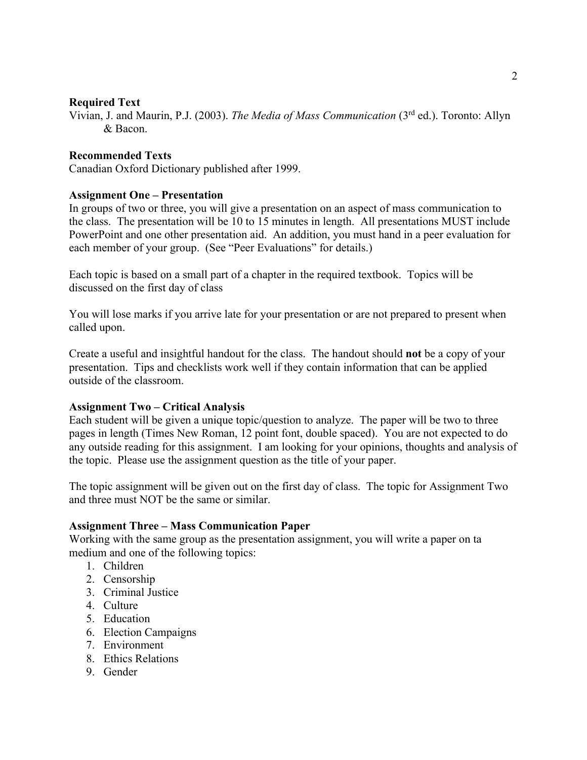**Required Text**

Vivian, J. and Maurin, P.J. (2003). *The Media of Mass Communication* (3rd ed.). Toronto: Allyn & Bacon.

**Recommended Texts**

Canadian Oxford Dictionary published after 1999.

**Assignment One – Presentation**

In groups of two or three, you will give a presentation on an aspect of mass communication to the class. The presentation will be 10 to 15 minutes in length. All presentations MUST include PowerPoint and one other presentation aid. An addition, you must hand in a peer evaluation for each member of your group. (See "Peer Evaluations" for details.)

Each topic is based on a small part of a chapter in the required textbook. Topics will be discussed on the first day of class

You will lose marks if you arrive late for your presentation or are not prepared to present when called upon.

Create a useful and insightful handout for the class. The handout should **not** be a copy of your presentation. Tips and checklists work well if they contain information that can be applied outside of the classroom.

**Assignment Two – Critical Analysis**

Each student will be given a unique topic/question to analyze. The paper will be two to three pages in length (Times New Roman, 12 point font, double spaced). You are not expected to do any outside reading for this assignment. I am looking for your opinions, thoughts and analysis of the topic. Please use the assignment question as the title of your paper.

The topic assignment will be given out on the first day of class. The topic for Assignment Two and three must NOT be the same or similar.

**Assignment Three – Mass Communication Paper**

Working with the same group as the presentation assignment, you will write a paper on ta medium and one of the following topics:

1. Children
2. Censorship
3. Criminal Justice
4. Culture
5. Education
6. Election Campaigns
7. Environment
8. Ethics Relations
9. Gender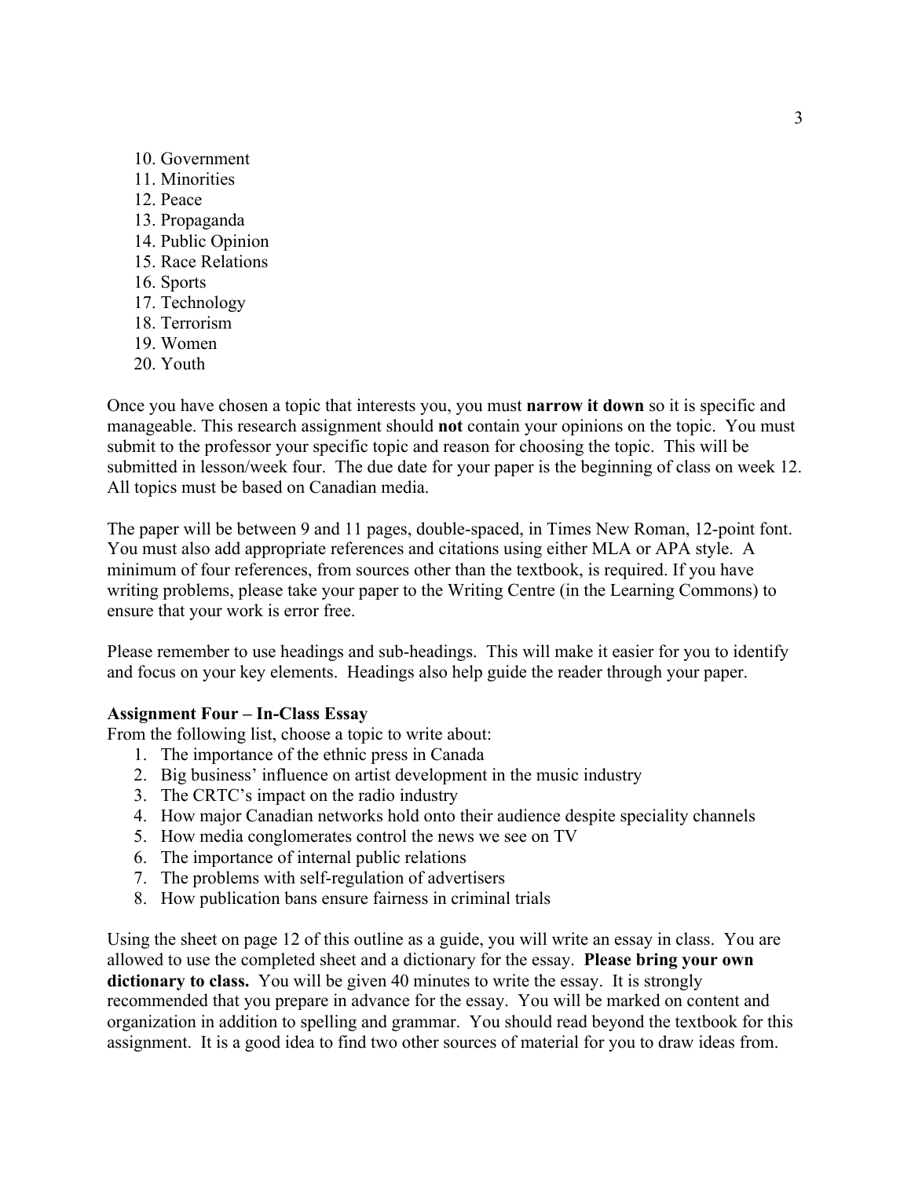10. Government
11. Minorities
12. Peace
13. Propaganda
14. Public Opinion
15. Race Relations
16. Sports
17. Technology
18. Terrorism
19. Women
20. Youth

Once you have chosen a topic that interests you, you must **narrow it down** so it is specific and manageable. This research assignment should **not** contain your opinions on the topic. You must submit to the professor your specific topic and reason for choosing the topic. This will be submitted in lesson/week four. The due date for your paper is the beginning of class on week 12. All topics must be based on Canadian media.

The paper will be between 9 and 11 pages, double-spaced, in Times New Roman, 12-point font. You must also add appropriate references and citations using either MLA or APA style. A minimum of four references, from sources other than the textbook, is required. If you have writing problems, please take your paper to the Writing Centre (in the Learning Commons) to ensure that your work is error free.

Please remember to use headings and sub-headings. This will make it easier for you to identify and focus on your key elements. Headings also help guide the reader through your paper.

**Assignment Four – In-Class Essay**

From the following list, choose a topic to write about:

1. The importance of the ethnic press in Canada
2. Big business' influence on artist development in the music industry
3. The CRTC's impact on the radio industry
4. How major Canadian networks hold onto their audience despite speciality channels
5. How media conglomerates control the news we see on TV
6. The importance of internal public relations
7. The problems with self-regulation of advertisers
8. How publication bans ensure fairness in criminal trials

Using the sheet on page 12 of this outline as a guide, you will write an essay in class. You are allowed to use the completed sheet and a dictionary for the essay. **Please bring your own dictionary to class.** You will be given 40 minutes to write the essay. It is strongly recommended that you prepare in advance for the essay. You will be marked on content and organization in addition to spelling and grammar. You should read beyond the textbook for this assignment. It is a good idea to find two other sources of material for you to draw ideas from.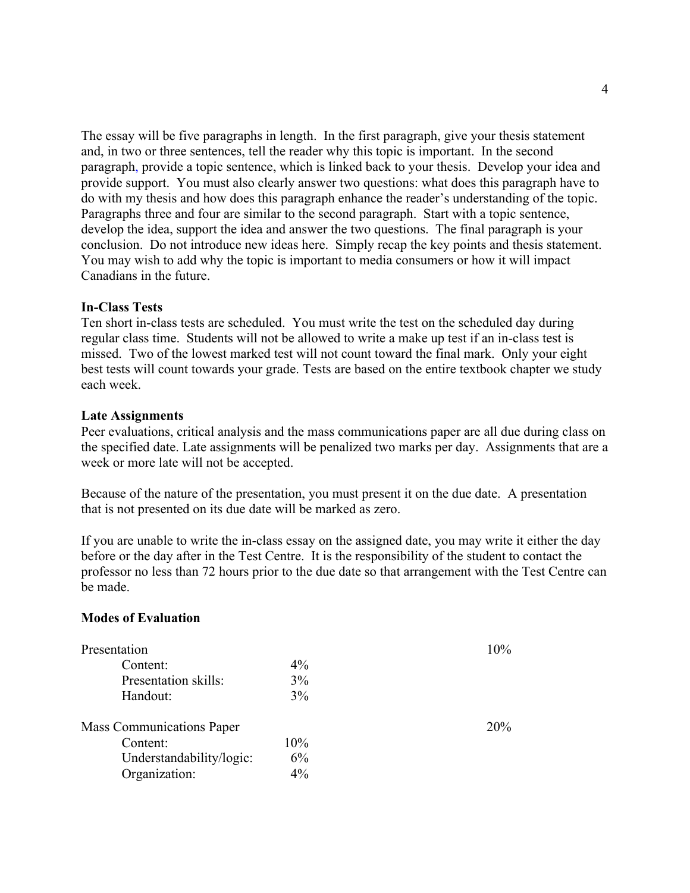The essay will be five paragraphs in length. In the first paragraph, give your thesis statement and, in two or three sentences, tell the reader why this topic is important. In the second paragraph, provide a topic sentence, which is linked back to your thesis. Develop your idea and provide support. You must also clearly answer two questions: what does this paragraph have to do with my thesis and how does this paragraph enhance the reader's understanding of the topic. Paragraphs three and four are similar to the second paragraph. Start with a topic sentence, develop the idea, support the idea and answer the two questions. The final paragraph is your conclusion. Do not introduce new ideas here. Simply recap the key points and thesis statement. You may wish to add why the topic is important to media consumers or how it will impact Canadians in the future.

**In-Class Tests**
Ten short in-class tests are scheduled. You must write the test on the scheduled day during regular class time. Students will not be allowed to write a make up test if an in-class test is missed. Two of the lowest marked test will not count toward the final mark. Only your eight best tests will count towards your grade. Tests are based on the entire textbook chapter we study each week.

**Late Assignments**
Peer evaluations, critical analysis and the mass communications paper are all due during class on the specified date. Late assignments will be penalized two marks per day. Assignments that are a week or more late will not be accepted.

Because of the nature of the presentation, you must present it on the due date. A presentation that is not presented on its due date will be marked as zero.

If you are unable to write the in-class essay on the assigned date, you may write it either the day before or the day after in the Test Centre. It is the responsibility of the student to contact the professor no less than 72 hours prior to the due date so that arrangement with the Test Centre can be made.

**Modes of Evaluation**

| | | |
|---|---|---|
| Presentation | | 10% |
| Content: | 4% | |
| Presentation skills: | 3% | |
| Handout: | 3% | |
| | | |
| Mass Communications Paper | | 20% |
| Content: | 10% | |
| Understandability/logic: | 6% | |
| Organization: | 4% | |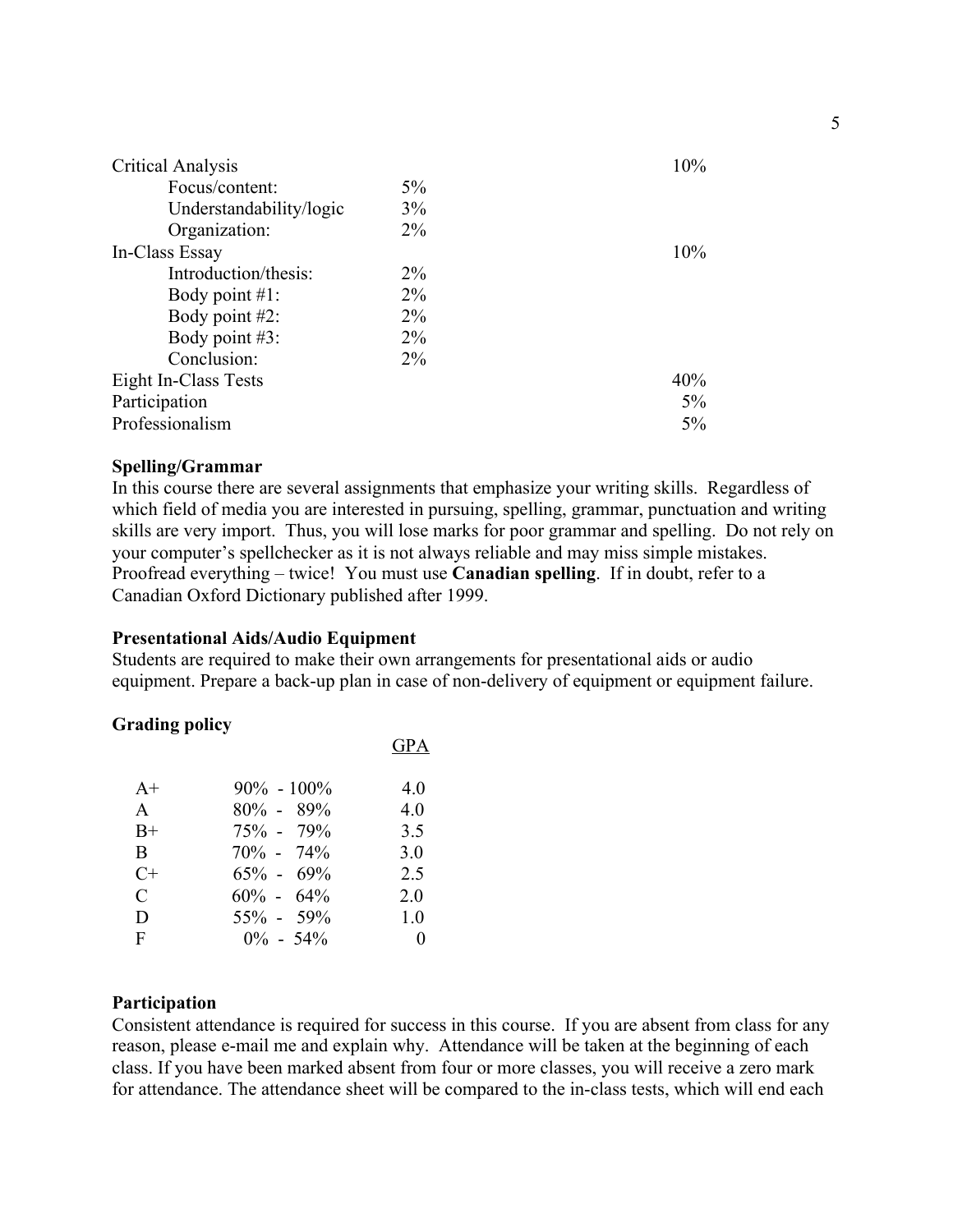| | | |
|---|---|---|
| Critical Analysis | | 10% |
| Focus/content: | 5% | |
| Understandability/logic | 3% | |
| Organization: | 2% | |
| In-Class Essay | | 10% |
| Introduction/thesis: | 2% | |
| Body point #1: | 2% | |
| Body point #2: | 2% | |
| Body point #3: | 2% | |
| Conclusion: | 2% | |
| Eight In-Class Tests | | 40% |
| Participation | | 5% |
| Professionalism | | 5% |

**Spelling/Grammar**

In this course there are several assignments that emphasize your writing skills. Regardless of which field of media you are interested in pursuing, spelling, grammar, punctuation and writing skills are very import. Thus, you will lose marks for poor grammar and spelling. Do not rely on your computer's spellchecker as it is not always reliable and may miss simple mistakes. Proofread everything – twice! You must use **Canadian spelling**. If in doubt, refer to a Canadian Oxford Dictionary published after 1999.

**Presentational Aids/Audio Equipment**

Students are required to make their own arrangements for presentational aids or audio equipment. Prepare a back-up plan in case of non-delivery of equipment or equipment failure.

**Grading policy**

| | | GPA |
|---|---|---|
| A+ | 90% - 100% | 4.0 |
| A | 80% - 89% | 4.0 |
| B+ | 75% - 79% | 3.5 |
| B | 70% - 74% | 3.0 |
| C+ | 65% - 69% | 2.5 |
| C | 60% - 64% | 2.0 |
| D | 55% - 59% | 1.0 |
| F | 0% - 54% | 0 |

**Participation**

Consistent attendance is required for success in this course. If you are absent from class for any reason, please e-mail me and explain why. Attendance will be taken at the beginning of each class. If you have been marked absent from four or more classes, you will receive a zero mark for attendance. The attendance sheet will be compared to the in-class tests, which will end each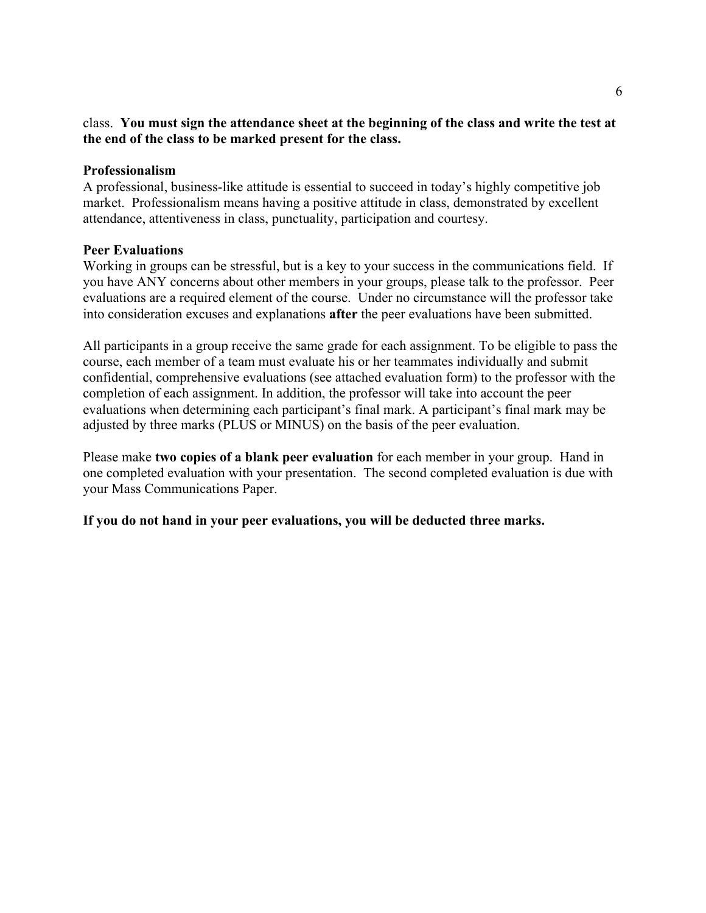class. **You must sign the attendance sheet at the beginning of the class and write the test at the end of the class to be marked present for the class.**

**Professionalism**

A professional, business-like attitude is essential to succeed in today's highly competitive job market. Professionalism means having a positive attitude in class, demonstrated by excellent attendance, attentiveness in class, punctuality, participation and courtesy.

**Peer Evaluations**

Working in groups can be stressful, but is a key to your success in the communications field. If you have ANY concerns about other members in your groups, please talk to the professor. Peer evaluations are a required element of the course. Under no circumstance will the professor take into consideration excuses and explanations **after** the peer evaluations have been submitted.

All participants in a group receive the same grade for each assignment. To be eligible to pass the course, each member of a team must evaluate his or her teammates individually and submit confidential, comprehensive evaluations (see attached evaluation form) to the professor with the completion of each assignment. In addition, the professor will take into account the peer evaluations when determining each participant's final mark. A participant's final mark may be adjusted by three marks (PLUS or MINUS) on the basis of the peer evaluation.

Please make **two copies of a blank peer evaluation** for each member in your group. Hand in one completed evaluation with your presentation. The second completed evaluation is due with your Mass Communications Paper.

**If you do not hand in your peer evaluations, you will be deducted three marks.**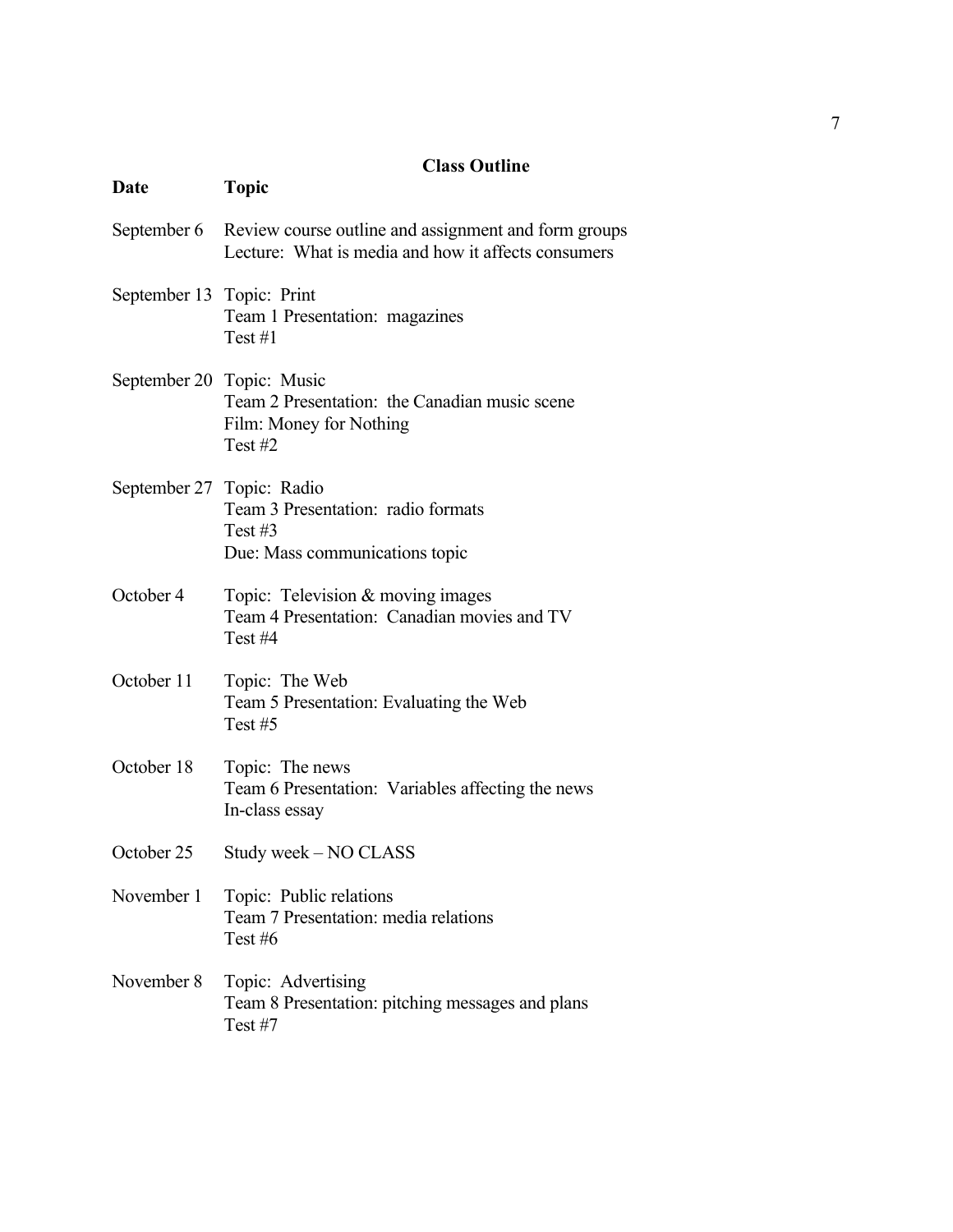## Class Outline

| Date | Topic |
|---|---|
| September 6 | Review course outline and assignment and form groups<br>Lecture: What is media and how it affects consumers |
| September 13 | Topic: Print<br>Team 1 Presentation: magazines<br>Test #1 |
| September 20 | Topic: Music<br>Team 2 Presentation: the Canadian music scene<br>Film: Money for Nothing<br>Test #2 |
| September 27 | Topic: Radio<br>Team 3 Presentation: radio formats<br>Test #3<br>Due: Mass communications topic |
| October 4 | Topic: Television & moving images<br>Team 4 Presentation: Canadian movies and TV<br>Test #4 |
| October 11 | Topic: The Web<br>Team 5 Presentation: Evaluating the Web<br>Test #5 |
| October 18 | Topic: The news<br>Team 6 Presentation: Variables affecting the news<br>In-class essay |
| October 25 | Study week – NO CLASS |
| November 1 | Topic: Public relations<br>Team 7 Presentation: media relations<br>Test #6 |
| November 8 | Topic: Advertising<br>Team 8 Presentation: pitching messages and plans<br>Test #7 |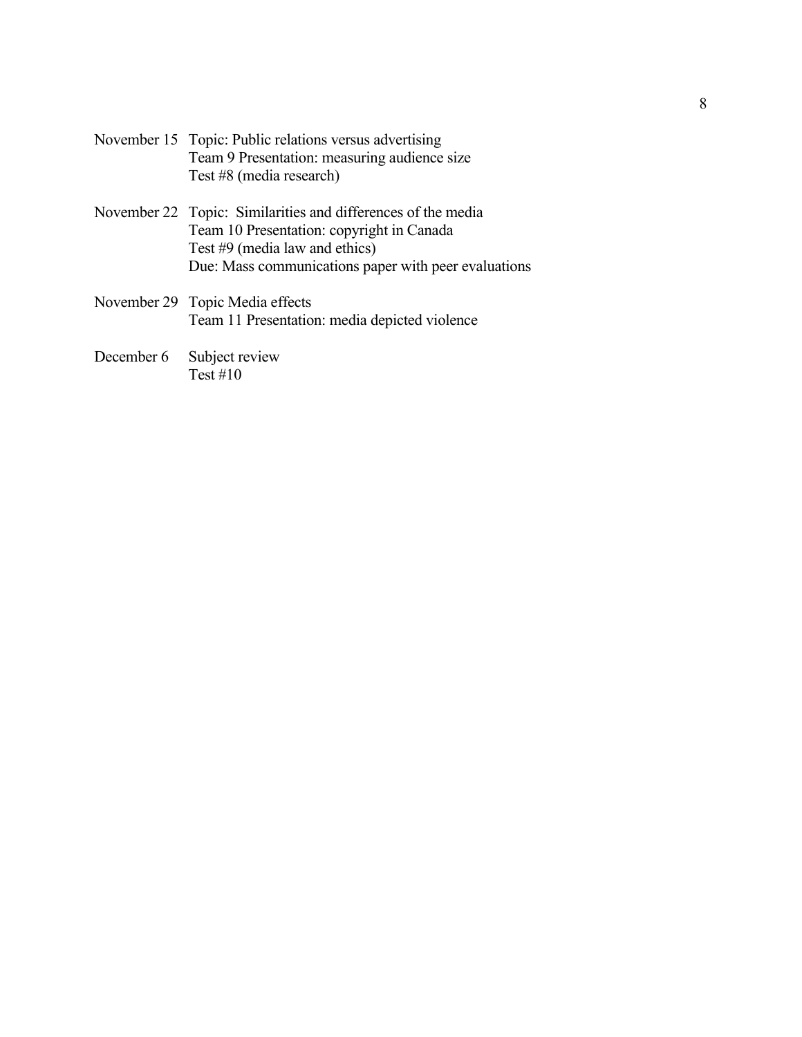November 15 Topic: Public relations versus advertising
Team 9 Presentation: measuring audience size
Test #8 (media research)

November 22 Topic: Similarities and differences of the media
Team 10 Presentation: copyright in Canada
Test #9 (media law and ethics)
Due: Mass communications paper with peer evaluations

November 29 Topic Media effects
Team 11 Presentation: media depicted violence

December 6 Subject review
Test #10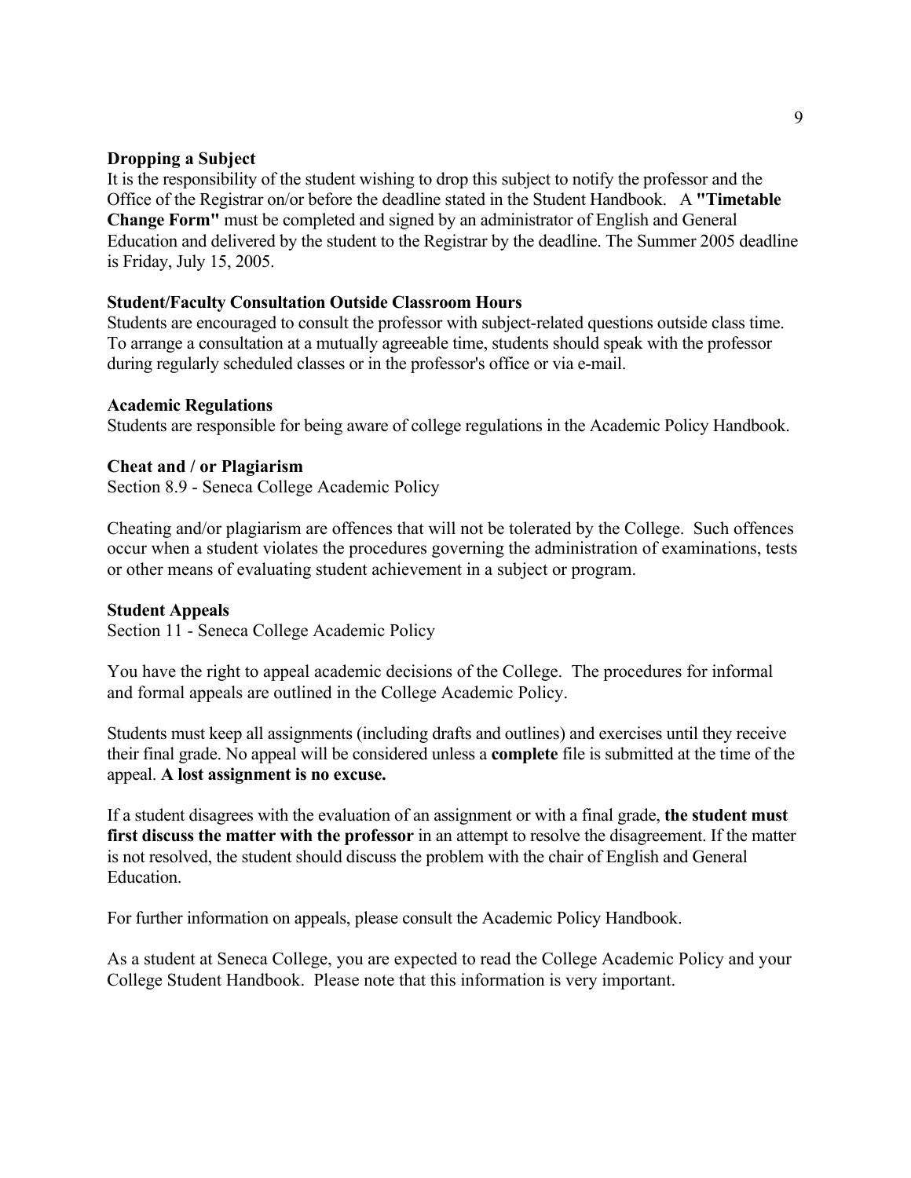### Dropping a Subject

It is the responsibility of the student wishing to drop this subject to notify the professor and the Office of the Registrar on/or before the deadline stated in the Student Handbook. A **"Timetable Change Form"** must be completed and signed by an administrator of English and General Education and delivered by the student to the Registrar by the deadline. The Summer 2005 deadline is Friday, July 15, 2005.

### Student/Faculty Consultation Outside Classroom Hours

Students are encouraged to consult the professor with subject-related questions outside class time. To arrange a consultation at a mutually agreeable time, students should speak with the professor during regularly scheduled classes or in the professor's office or via e-mail.

### Academic Regulations

Students are responsible for being aware of college regulations in the Academic Policy Handbook.

### Cheat and / or Plagiarism

Section 8.9 - Seneca College Academic Policy

Cheating and/or plagiarism are offences that will not be tolerated by the College. Such offences occur when a student violates the procedures governing the administration of examinations, tests or other means of evaluating student achievement in a subject or program.

### Student Appeals

Section 11 - Seneca College Academic Policy

You have the right to appeal academic decisions of the College. The procedures for informal and formal appeals are outlined in the College Academic Policy.

Students must keep all assignments (including drafts and outlines) and exercises until they receive their final grade. No appeal will be considered unless a **complete** file is submitted at the time of the appeal. **A lost assignment is no excuse.**

If a student disagrees with the evaluation of an assignment or with a final grade, **the student must first discuss the matter with the professor** in an attempt to resolve the disagreement. If the matter is not resolved, the student should discuss the problem with the chair of English and General Education.

For further information on appeals, please consult the Academic Policy Handbook.

As a student at Seneca College, you are expected to read the College Academic Policy and your College Student Handbook. Please note that this information is very important.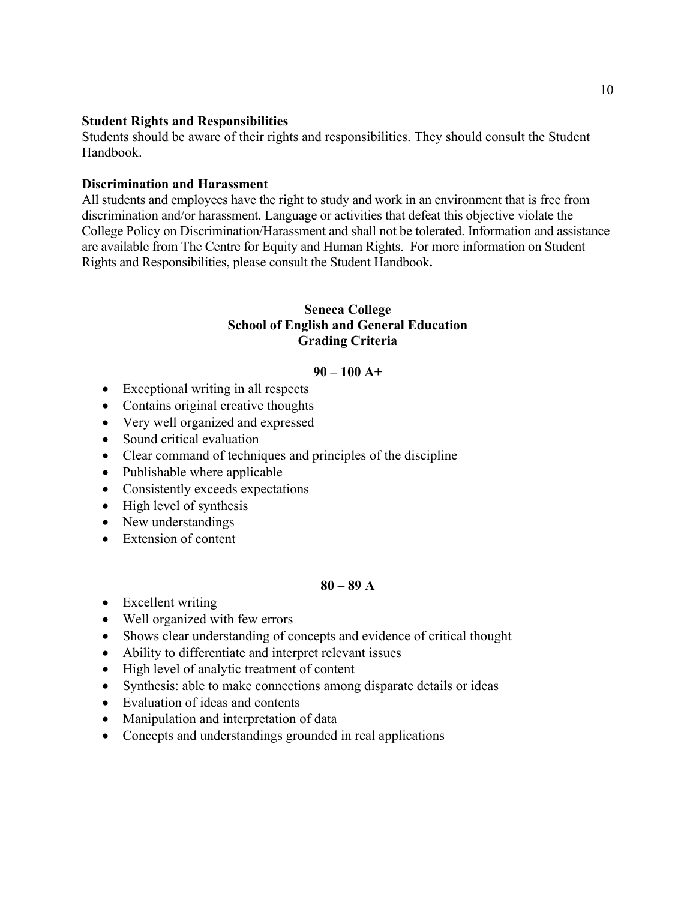**Student Rights and Responsibilities**

Students should be aware of their rights and responsibilities. They should consult the Student Handbook.

**Discrimination and Harassment**

All students and employees have the right to study and work in an environment that is free from discrimination and/or harassment. Language or activities that defeat this objective violate the College Policy on Discrimination/Harassment and shall not be tolerated. Information and assistance are available from The Centre for Equity and Human Rights. For more information on Student Rights and Responsibilities, please consult the Student Handbook**.**

## Seneca College
## School of English and General Education
## Grading Criteria

### 90 – 100 A+

- Exceptional writing in all respects
- Contains original creative thoughts
- Very well organized and expressed
- Sound critical evaluation
- Clear command of techniques and principles of the discipline
- Publishable where applicable
- Consistently exceeds expectations
- High level of synthesis
- New understandings
- Extension of content

### 80 – 89 A

- Excellent writing
- Well organized with few errors
- Shows clear understanding of concepts and evidence of critical thought
- Ability to differentiate and interpret relevant issues
- High level of analytic treatment of content
- Synthesis: able to make connections among disparate details or ideas
- Evaluation of ideas and contents
- Manipulation and interpretation of data
- Concepts and understandings grounded in real applications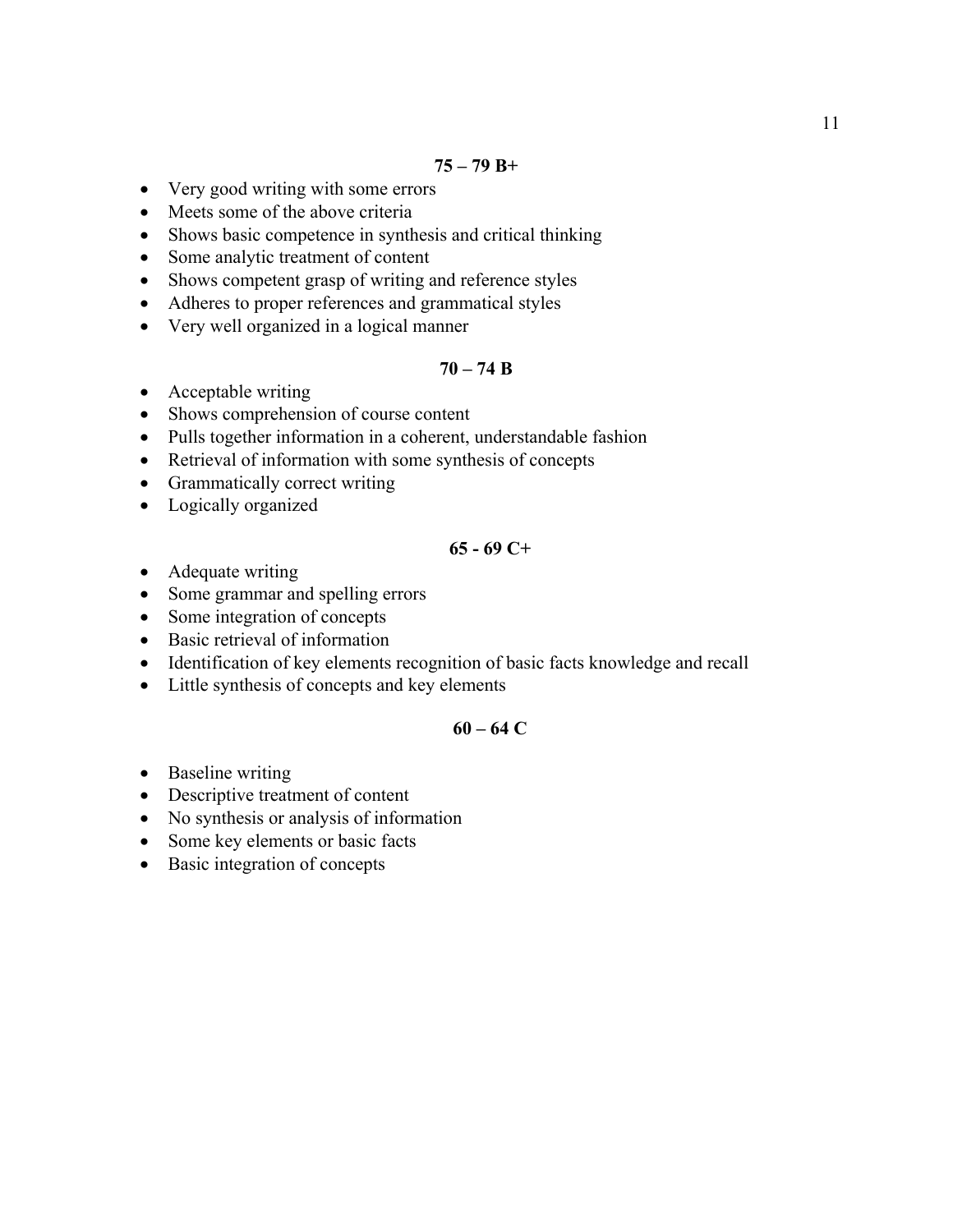**75 – 79 B+**

- Very good writing with some errors
- Meets some of the above criteria
- Shows basic competence in synthesis and critical thinking
- Some analytic treatment of content
- Shows competent grasp of writing and reference styles
- Adheres to proper references and grammatical styles
- Very well organized in a logical manner

**70 – 74 B**

- Acceptable writing
- Shows comprehension of course content
- Pulls together information in a coherent, understandable fashion
- Retrieval of information with some synthesis of concepts
- Grammatically correct writing
- Logically organized

**65 - 69 C+**

- Adequate writing
- Some grammar and spelling errors
- Some integration of concepts
- Basic retrieval of information
- Identification of key elements recognition of basic facts knowledge and recall
- Little synthesis of concepts and key elements

**60 – 64 C**

- Baseline writing
- Descriptive treatment of content
- No synthesis or analysis of information
- Some key elements or basic facts
- Basic integration of concepts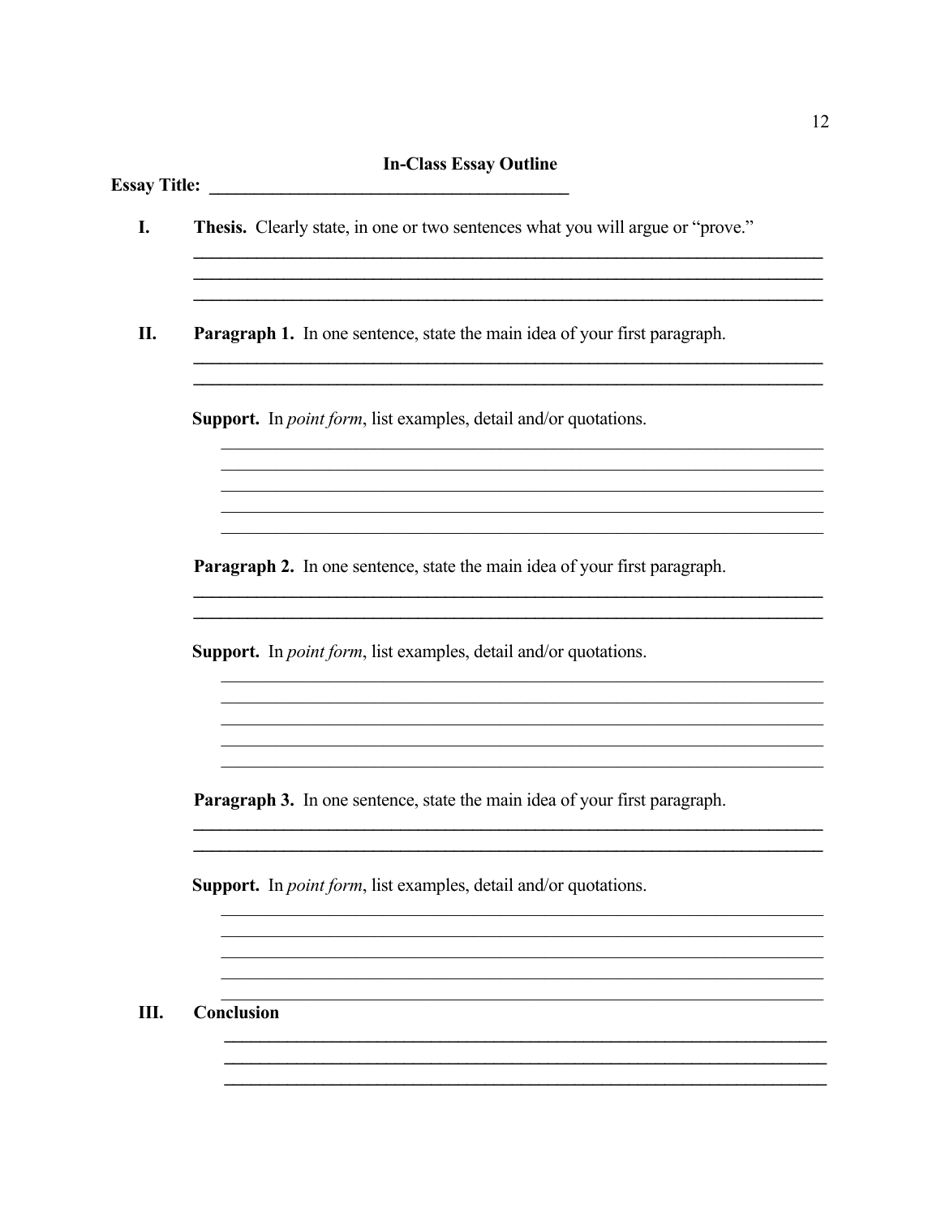## In-Class Essay Outline

**Essay Title:** ________________________________________

**I.** **Thesis.** Clearly state, in one or two sentences what you will argue or "prove."

________________________________________________________________________
________________________________________________________________________
________________________________________________________________________

**II.** **Paragraph 1.** In one sentence, state the main idea of your first paragraph.

________________________________________________________________________
________________________________________________________________________

**Support.** In *point form*, list examples, detail and/or quotations.

________________________________________________________________________
________________________________________________________________________
________________________________________________________________________
________________________________________________________________________
________________________________________________________________________

**Paragraph 2.** In one sentence, state the main idea of your first paragraph.

________________________________________________________________________
________________________________________________________________________

**Support.** In *point form*, list examples, detail and/or quotations.

________________________________________________________________________
________________________________________________________________________
________________________________________________________________________
________________________________________________________________________
________________________________________________________________________

**Paragraph 3.** In one sentence, state the main idea of your first paragraph.

________________________________________________________________________
________________________________________________________________________

**Support.** In *point form*, list examples, detail and/or quotations.

________________________________________________________________________
________________________________________________________________________
________________________________________________________________________
________________________________________________________________________
________________________________________________________________________

**III.** **Conclusion**

________________________________________________________________________
________________________________________________________________________
________________________________________________________________________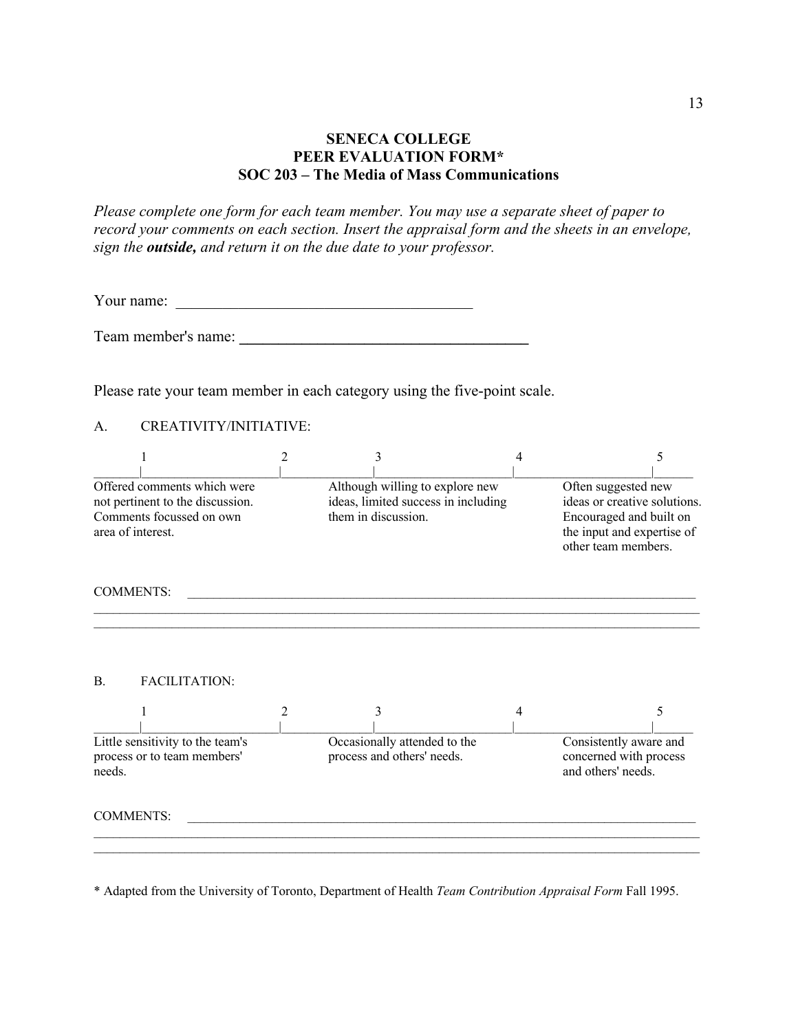# SENECA COLLEGE
# PEER EVALUATION FORM*
## SOC 203 – The Media of Mass Communications

*Please complete one form for each team member. You may use a separate sheet of paper to record your comments on each section. Insert the appraisal form and the sheets in an envelope, sign the **outside,** and return it on the due date to your professor.*

Your name: ______________________________________

Team member's name: ______________________________________

Please rate your team member in each category using the five-point scale.

A. CREATIVITY/INITIATIVE:

| 1 | 2 | 3 | 4 | 5 |
|---|---|---|---|---|
| Offered comments which were not pertinent to the discussion. Comments focussed on own area of interest. | | Although willing to explore new ideas, limited success in including them in discussion. | | Often suggested new ideas or creative solutions. Encouraged and built on the input and expertise of other team members. |

COMMENTS: ________________________________________________________________________________
______________________________________________________________________________________________
______________________________________________________________________________________________

B. FACILITATION:

| 1 | 2 | 3 | 4 | 5 |
|---|---|---|---|---|
| Little sensitivity to the team's process or to team members' needs. | | Occasionally attended to the process and others' needs. | | Consistently aware and concerned with process and others' needs. |

COMMENTS: ________________________________________________________________________________
______________________________________________________________________________________________
______________________________________________________________________________________________

* Adapted from the University of Toronto, Department of Health *Team Contribution Appraisal Form* Fall 1995.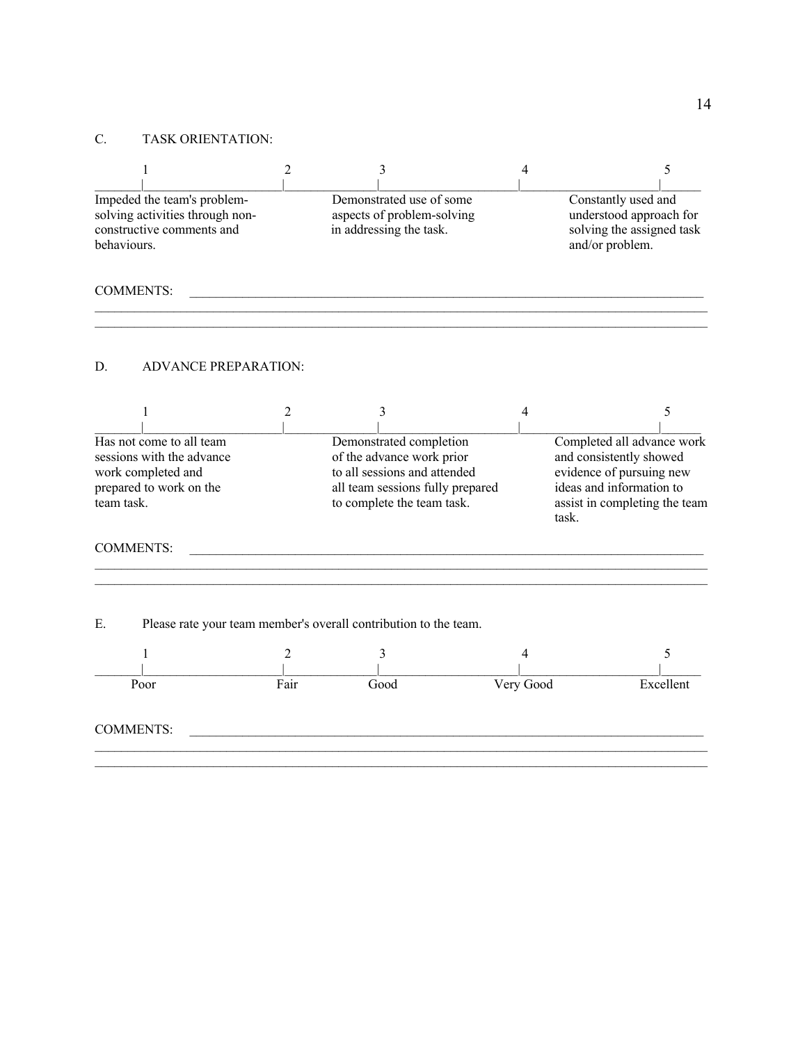C. TASK ORIENTATION:

| 1 | 2 | 3 | 4 | 5 |
|---|---|---|---|---|
| Impeded the team's problem-solving activities through non-constructive comments and behaviours. | | Demonstrated use of some aspects of problem-solving in addressing the task. | | Constantly used and understood approach for solving the assigned task and/or problem. |

COMMENTS: \_\_\_\_\_\_\_\_\_\_\_\_\_\_\_\_\_\_\_\_\_\_\_\_\_\_\_\_\_\_\_\_\_\_\_\_\_\_\_\_\_\_\_\_\_\_\_\_\_\_\_\_\_\_\_\_\_\_\_\_\_\_\_\_

\_\_\_\_\_\_\_\_\_\_\_\_\_\_\_\_\_\_\_\_\_\_\_\_\_\_\_\_\_\_\_\_\_\_\_\_\_\_\_\_\_\_\_\_\_\_\_\_\_\_\_\_\_\_\_\_\_\_\_\_\_\_\_\_\_\_\_\_\_\_\_\_\_\_\_\_

\_\_\_\_\_\_\_\_\_\_\_\_\_\_\_\_\_\_\_\_\_\_\_\_\_\_\_\_\_\_\_\_\_\_\_\_\_\_\_\_\_\_\_\_\_\_\_\_\_\_\_\_\_\_\_\_\_\_\_\_\_\_\_\_\_\_\_\_\_\_\_\_\_\_\_\_

D. ADVANCE PREPARATION:

| 1 | 2 | 3 | 4 | 5 |
|---|---|---|---|---|
| Has not come to all team sessions with the advance work completed and prepared to work on the team task. | | Demonstrated completion of the advance work prior to all sessions and attended all team sessions fully prepared to complete the team task. | | Completed all advance work and consistently showed evidence of pursuing new ideas and information to assist in completing the team task. |

COMMENTS: \_\_\_\_\_\_\_\_\_\_\_\_\_\_\_\_\_\_\_\_\_\_\_\_\_\_\_\_\_\_\_\_\_\_\_\_\_\_\_\_\_\_\_\_\_\_\_\_\_\_\_\_\_\_\_\_\_\_\_\_\_\_\_\_

\_\_\_\_\_\_\_\_\_\_\_\_\_\_\_\_\_\_\_\_\_\_\_\_\_\_\_\_\_\_\_\_\_\_\_\_\_\_\_\_\_\_\_\_\_\_\_\_\_\_\_\_\_\_\_\_\_\_\_\_\_\_\_\_\_\_\_\_\_\_\_\_\_\_\_\_

\_\_\_\_\_\_\_\_\_\_\_\_\_\_\_\_\_\_\_\_\_\_\_\_\_\_\_\_\_\_\_\_\_\_\_\_\_\_\_\_\_\_\_\_\_\_\_\_\_\_\_\_\_\_\_\_\_\_\_\_\_\_\_\_\_\_\_\_\_\_\_\_\_\_\_\_

E. Please rate your team member's overall contribution to the team.

| 1 | 2 | 3 | 4 | 5 |
|---|---|---|---|---|
| Poor | Fair | Good | Very Good | Excellent |

COMMENTS: \_\_\_\_\_\_\_\_\_\_\_\_\_\_\_\_\_\_\_\_\_\_\_\_\_\_\_\_\_\_\_\_\_\_\_\_\_\_\_\_\_\_\_\_\_\_\_\_\_\_\_\_\_\_\_\_\_\_\_\_\_\_\_\_

\_\_\_\_\_\_\_\_\_\_\_\_\_\_\_\_\_\_\_\_\_\_\_\_\_\_\_\_\_\_\_\_\_\_\_\_\_\_\_\_\_\_\_\_\_\_\_\_\_\_\_\_\_\_\_\_\_\_\_\_\_\_\_\_\_\_\_\_\_\_\_\_\_\_\_\_

\_\_\_\_\_\_\_\_\_\_\_\_\_\_\_\_\_\_\_\_\_\_\_\_\_\_\_\_\_\_\_\_\_\_\_\_\_\_\_\_\_\_\_\_\_\_\_\_\_\_\_\_\_\_\_\_\_\_\_\_\_\_\_\_\_\_\_\_\_\_\_\_\_\_\_\_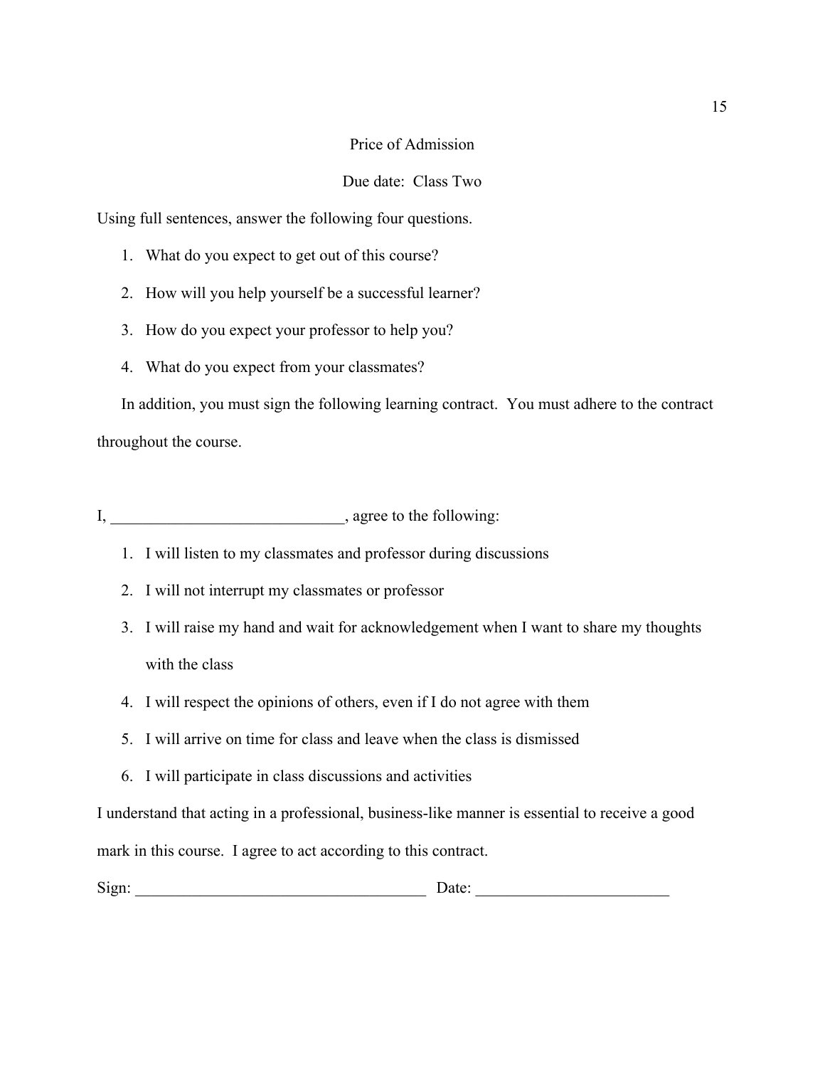## Price of Admission

Due date: Class Two

Using full sentences, answer the following four questions.

1. What do you expect to get out of this course?
2. How will you help yourself be a successful learner?
3. How do you expect your professor to help you?
4. What do you expect from your classmates?

In addition, you must sign the following learning contract. You must adhere to the contract throughout the course.

I, ____________________________, agree to the following:

1. I will listen to my classmates and professor during discussions
2. I will not interrupt my classmates or professor
3. I will raise my hand and wait for acknowledgement when I want to share my thoughts with the class
4. I will respect the opinions of others, even if I do not agree with them
5. I will arrive on time for class and leave when the class is dismissed
6. I will participate in class discussions and activities

I understand that acting in a professional, business-like manner is essential to receive a good mark in this course. I agree to act according to this contract.

Sign: ____________________________________ Date: ________________________